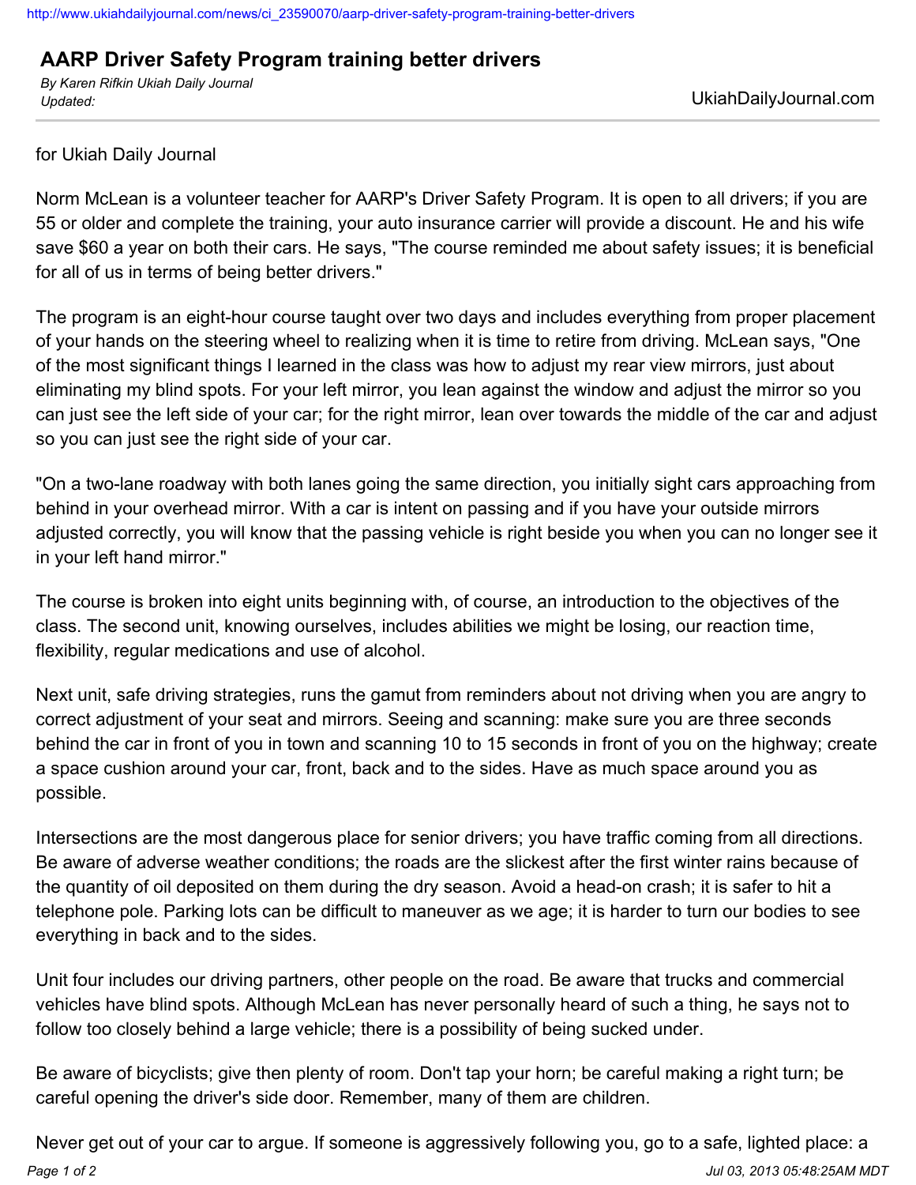# AARP Driver Safety Program training better drivers

*By Karen Rifkin Ukiah Daily Journal*
*Updated:*

UkiahDailyJournal.com

for Ukiah Daily Journal

Norm McLean is a volunteer teacher for AARP's Driver Safety Program. It is open to all drivers; if you are 55 or older and complete the training, your auto insurance carrier will provide a discount. He and his wife save $60 a year on both their cars. He says, "The course reminded me about safety issues; it is beneficial for all of us in terms of being better drivers."

The program is an eight-hour course taught over two days and includes everything from proper placement of your hands on the steering wheel to realizing when it is time to retire from driving. McLean says, "One of the most significant things I learned in the class was how to adjust my rear view mirrors, just about eliminating my blind spots. For your left mirror, you lean against the window and adjust the mirror so you can just see the left side of your car; for the right mirror, lean over towards the middle of the car and adjust so you can just see the right side of your car.

"On a two-lane roadway with both lanes going the same direction, you initially sight cars approaching from behind in your overhead mirror. With a car is intent on passing and if you have your outside mirrors adjusted correctly, you will know that the passing vehicle is right beside you when you can no longer see it in your left hand mirror."

The course is broken into eight units beginning with, of course, an introduction to the objectives of the class. The second unit, knowing ourselves, includes abilities we might be losing, our reaction time, flexibility, regular medications and use of alcohol.

Next unit, safe driving strategies, runs the gamut from reminders about not driving when you are angry to correct adjustment of your seat and mirrors. Seeing and scanning: make sure you are three seconds behind the car in front of you in town and scanning 10 to 15 seconds in front of you on the highway; create a space cushion around your car, front, back and to the sides. Have as much space around you as possible.

Intersections are the most dangerous place for senior drivers; you have traffic coming from all directions. Be aware of adverse weather conditions; the roads are the slickest after the first winter rains because of the quantity of oil deposited on them during the dry season. Avoid a head-on crash; it is safer to hit a telephone pole. Parking lots can be difficult to maneuver as we age; it is harder to turn our bodies to see everything in back and to the sides.

Unit four includes our driving partners, other people on the road. Be aware that trucks and commercial vehicles have blind spots. Although McLean has never personally heard of such a thing, he says not to follow too closely behind a large vehicle; there is a possibility of being sucked under.

Be aware of bicyclists; give then plenty of room. Don't tap your horn; be careful making a right turn; be careful opening the driver's side door. Remember, many of them are children.

Never get out of your car to argue. If someone is aggressively following you, go to a safe, lighted place: a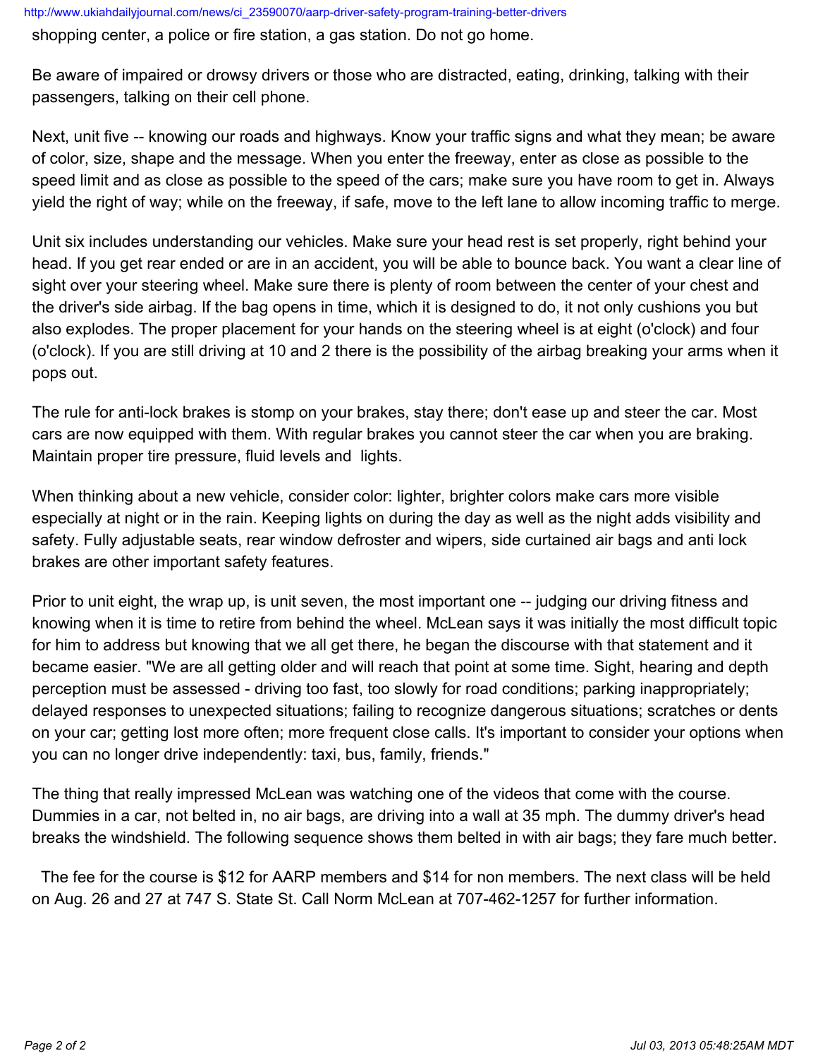shopping center, a police or fire station, a gas station. Do not go home.

Be aware of impaired or drowsy drivers or those who are distracted, eating, drinking, talking with their passengers, talking on their cell phone.

Next, unit five -- knowing our roads and highways. Know your traffic signs and what they mean; be aware of color, size, shape and the message. When you enter the freeway, enter as close as possible to the speed limit and as close as possible to the speed of the cars; make sure you have room to get in. Always yield the right of way; while on the freeway, if safe, move to the left lane to allow incoming traffic to merge.

Unit six includes understanding our vehicles. Make sure your head rest is set properly, right behind your head. If you get rear ended or are in an accident, you will be able to bounce back. You want a clear line of sight over your steering wheel. Make sure there is plenty of room between the center of your chest and the driver's side airbag. If the bag opens in time, which it is designed to do, it not only cushions you but also explodes. The proper placement for your hands on the steering wheel is at eight (o'clock) and four (o'clock). If you are still driving at 10 and 2 there is the possibility of the airbag breaking your arms when it pops out.

The rule for anti-lock brakes is stomp on your brakes, stay there; don't ease up and steer the car. Most cars are now equipped with them. With regular brakes you cannot steer the car when you are braking. Maintain proper tire pressure, fluid levels and lights.

When thinking about a new vehicle, consider color: lighter, brighter colors make cars more visible especially at night or in the rain. Keeping lights on during the day as well as the night adds visibility and safety. Fully adjustable seats, rear window defroster and wipers, side curtained air bags and anti lock brakes are other important safety features.

Prior to unit eight, the wrap up, is unit seven, the most important one -- judging our driving fitness and knowing when it is time to retire from behind the wheel. McLean says it was initially the most difficult topic for him to address but knowing that we all get there, he began the discourse with that statement and it became easier. "We are all getting older and will reach that point at some time. Sight, hearing and depth perception must be assessed - driving too fast, too slowly for road conditions; parking inappropriately; delayed responses to unexpected situations; failing to recognize dangerous situations; scratches or dents on your car; getting lost more often; more frequent close calls. It's important to consider your options when you can no longer drive independently: taxi, bus, family, friends."

The thing that really impressed McLean was watching one of the videos that come with the course. Dummies in a car, not belted in, no air bags, are driving into a wall at 35 mph. The dummy driver's head breaks the windshield. The following sequence shows them belted in with air bags; they fare much better.

The fee for the course is $12 for AARP members and $14 for non members. The next class will be held on Aug. 26 and 27 at 747 S. State St. Call Norm McLean at 707-462-1257 for further information.